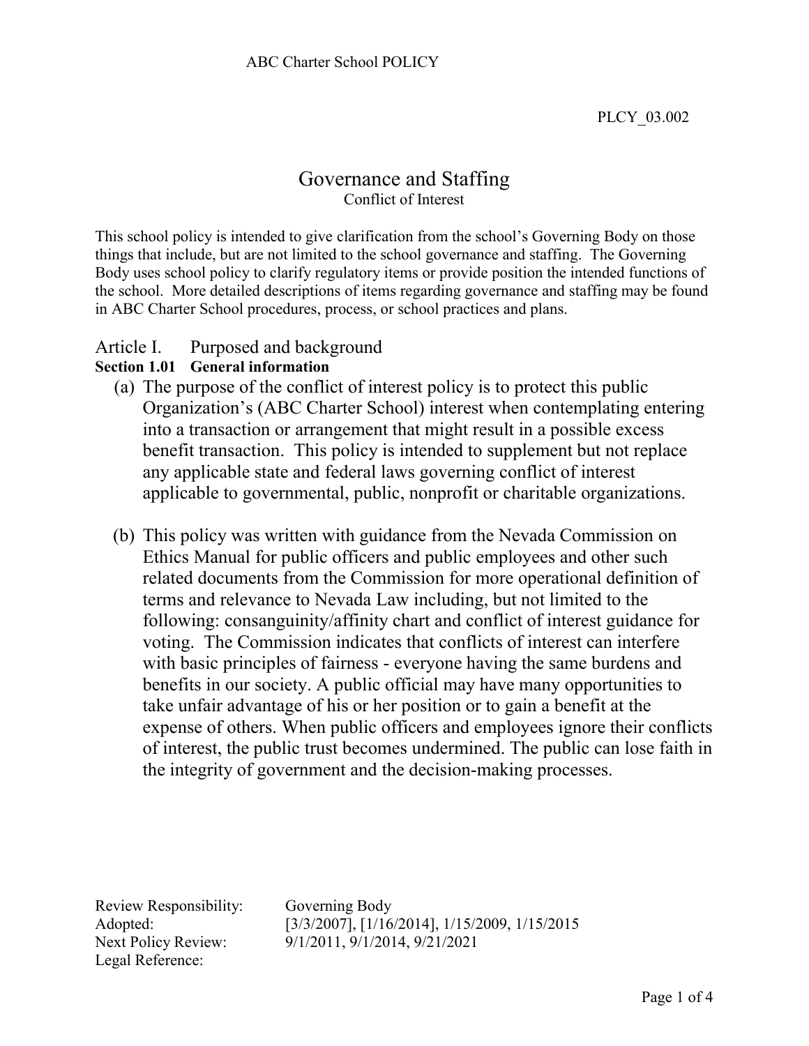ABC Charter School POLICY

PLCY_03.002

# Governance and Staffing

Conflict of Interest

This school policy is intended to give clarification from the school's Governing Body on those things that include, but are not limited to the school governance and staffing. The Governing Body uses school policy to clarify regulatory items or provide position the intended functions of the school. More detailed descriptions of items regarding governance and staffing may be found in ABC Charter School procedures, process, or school practices and plans.

## Article I. Purposed and background

### Section 1.01 General information

(a) The purpose of the conflict of interest policy is to protect this public Organization's (ABC Charter School) interest when contemplating entering into a transaction or arrangement that might result in a possible excess benefit transaction. This policy is intended to supplement but not replace any applicable state and federal laws governing conflict of interest applicable to governmental, public, nonprofit or charitable organizations.

(b) This policy was written with guidance from the Nevada Commission on Ethics Manual for public officers and public employees and other such related documents from the Commission for more operational definition of terms and relevance to Nevada Law including, but not limited to the following: consanguinity/affinity chart and conflict of interest guidance for voting. The Commission indicates that conflicts of interest can interfere with basic principles of fairness - everyone having the same burdens and benefits in our society. A public official may have many opportunities to take unfair advantage of his or her position or to gain a benefit at the expense of others. When public officers and employees ignore their conflicts of interest, the public trust becomes undermined. The public can lose faith in the integrity of government and the decision-making processes.

| | |
|---|---|
| Review Responsibility: | Governing Body |
| Adopted: | [3/3/2007], [1/16/2014], 1/15/2009, 1/15/2015 |
| Next Policy Review: | 9/1/2011, 9/1/2014, 9/21/2021 |
| Legal Reference: | |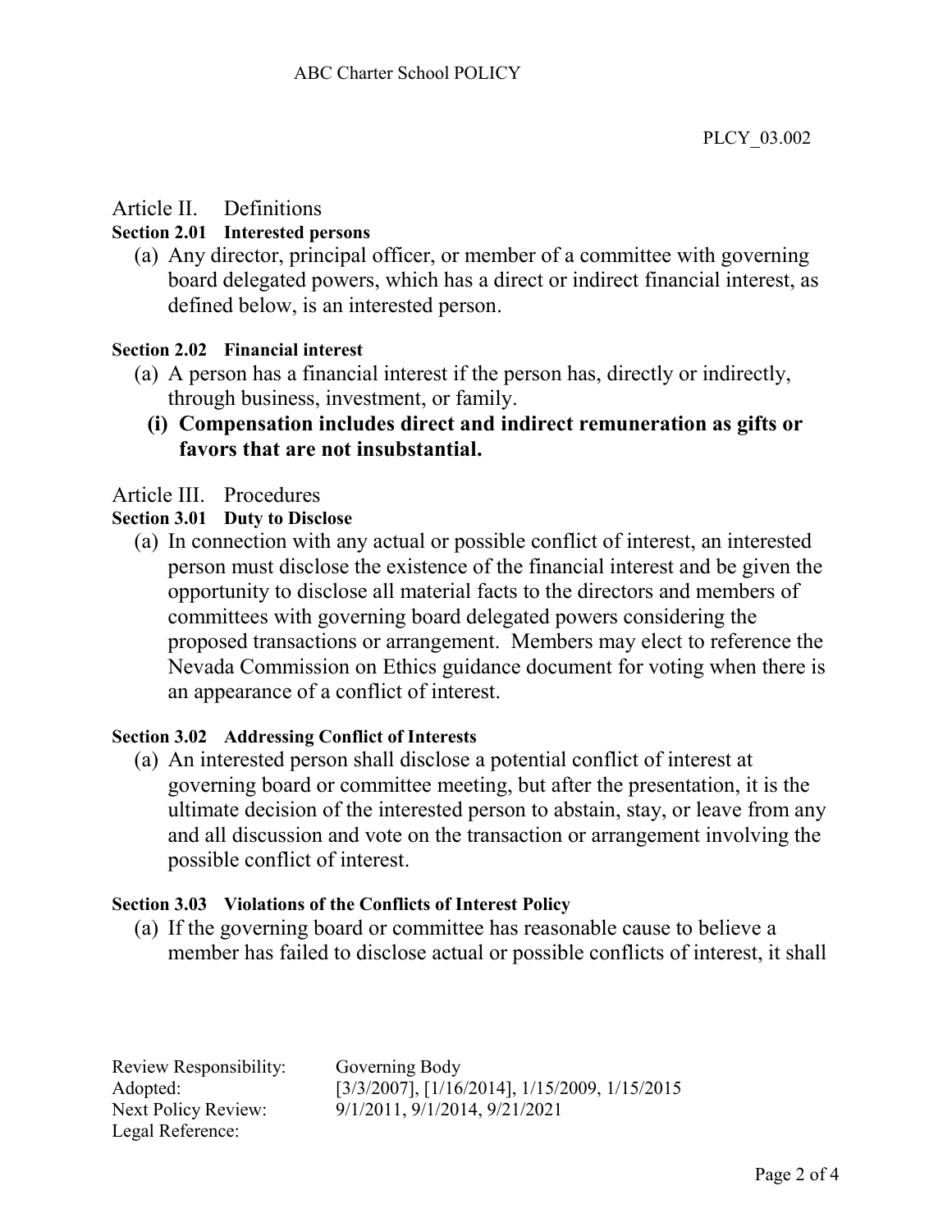## Article II. Definitions

### Section 2.01 Interested persons

(a) Any director, principal officer, or member of a committee with governing board delegated powers, which has a direct or indirect financial interest, as defined below, is an interested person.

### Section 2.02 Financial interest

(a) A person has a financial interest if the person has, directly or indirectly, through business, investment, or family.

**(i) Compensation includes direct and indirect remuneration as gifts or favors that are not insubstantial.**

## Article III. Procedures

### Section 3.01 Duty to Disclose

(a) In connection with any actual or possible conflict of interest, an interested person must disclose the existence of the financial interest and be given the opportunity to disclose all material facts to the directors and members of committees with governing board delegated powers considering the proposed transactions or arrangement. Members may elect to reference the Nevada Commission on Ethics guidance document for voting when there is an appearance of a conflict of interest.

### Section 3.02 Addressing Conflict of Interests

(a) An interested person shall disclose a potential conflict of interest at governing board or committee meeting, but after the presentation, it is the ultimate decision of the interested person to abstain, stay, or leave from any and all discussion and vote on the transaction or arrangement involving the possible conflict of interest.

### Section 3.03 Violations of the Conflicts of Interest Policy

(a) If the governing board or committee has reasonable cause to believe a member has failed to disclose actual or possible conflicts of interest, it shall

Review Responsibility: Governing Body
Adopted: [3/3/2007], [1/16/2014], 1/15/2009, 1/15/2015
Next Policy Review: 9/1/2011, 9/1/2014, 9/21/2021
Legal Reference: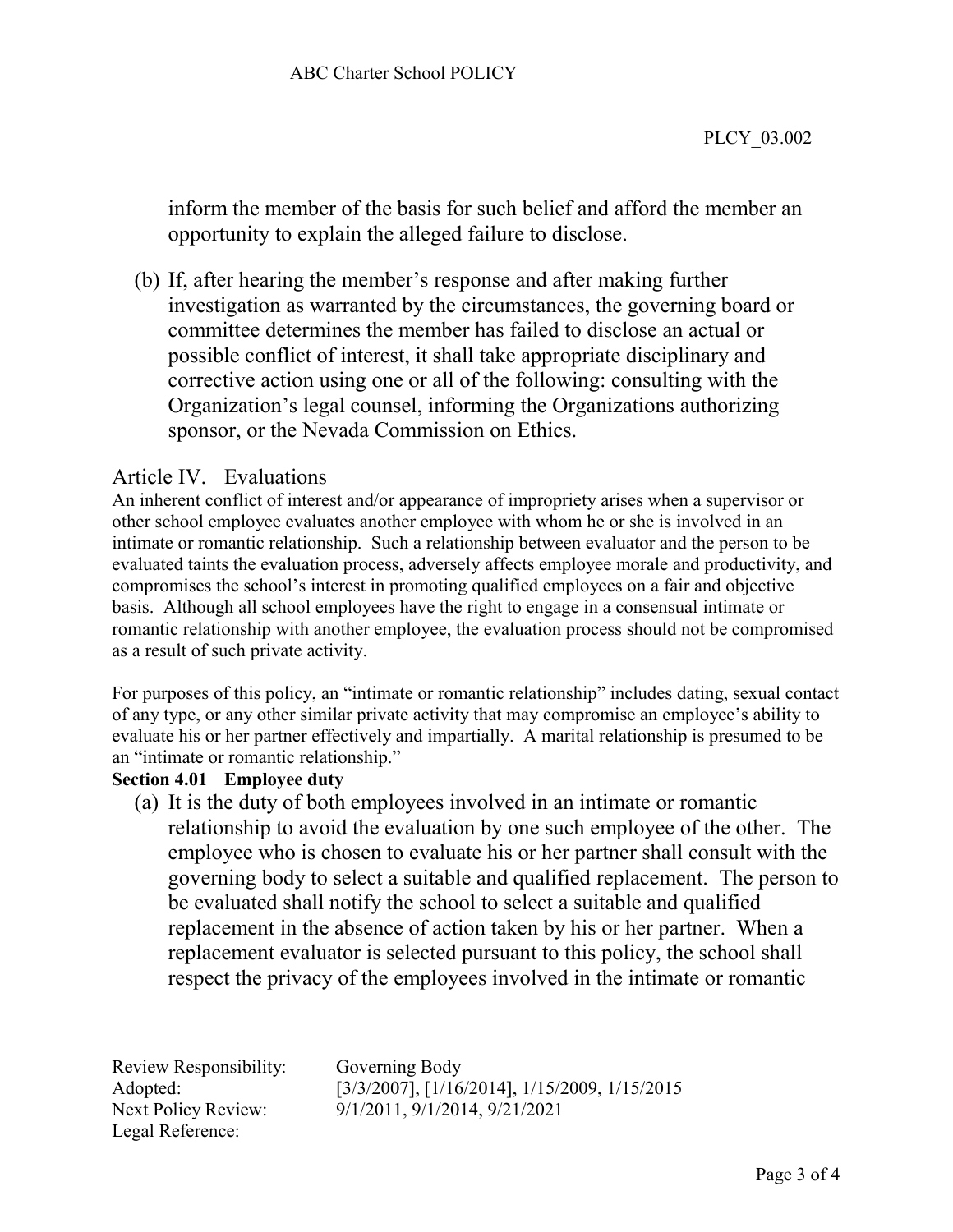inform the member of the basis for such belief and afford the member an opportunity to explain the alleged failure to disclose.

(b) If, after hearing the member's response and after making further investigation as warranted by the circumstances, the governing board or committee determines the member has failed to disclose an actual or possible conflict of interest, it shall take appropriate disciplinary and corrective action using one or all of the following: consulting with the Organization's legal counsel, informing the Organizations authorizing sponsor, or the Nevada Commission on Ethics.

## Article IV. Evaluations

An inherent conflict of interest and/or appearance of impropriety arises when a supervisor or other school employee evaluates another employee with whom he or she is involved in an intimate or romantic relationship. Such a relationship between evaluator and the person to be evaluated taints the evaluation process, adversely affects employee morale and productivity, and compromises the school's interest in promoting qualified employees on a fair and objective basis. Although all school employees have the right to engage in a consensual intimate or romantic relationship with another employee, the evaluation process should not be compromised as a result of such private activity.

For purposes of this policy, an "intimate or romantic relationship" includes dating, sexual contact of any type, or any other similar private activity that may compromise an employee's ability to evaluate his or her partner effectively and impartially. A marital relationship is presumed to be an "intimate or romantic relationship."

### Section 4.01 Employee duty

(a) It is the duty of both employees involved in an intimate or romantic relationship to avoid the evaluation by one such employee of the other. The employee who is chosen to evaluate his or her partner shall consult with the governing body to select a suitable and qualified replacement. The person to be evaluated shall notify the school to select a suitable and qualified replacement in the absence of action taken by his or her partner. When a replacement evaluator is selected pursuant to this policy, the school shall respect the privacy of the employees involved in the intimate or romantic

Review Responsibility: Governing Body
Adopted: [3/3/2007], [1/16/2014], 1/15/2009, 1/15/2015
Next Policy Review: 9/1/2011, 9/1/2014, 9/21/2021
Legal Reference: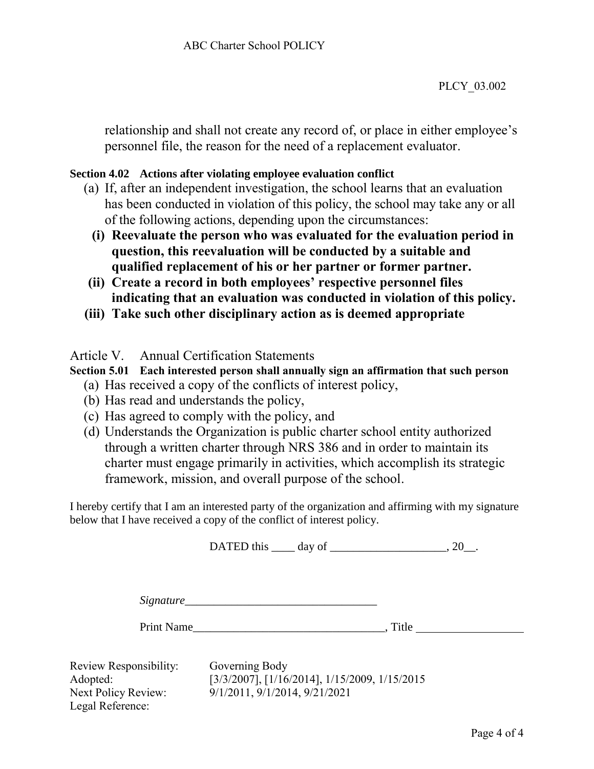relationship and shall not create any record of, or place in either employee's personnel file, the reason for the need of a replacement evaluator.

**Section 4.02 Actions after violating employee evaluation conflict**

(a) If, after an independent investigation, the school learns that an evaluation has been conducted in violation of this policy, the school may take any or all of the following actions, depending upon the circumstances:

   **(i) Reevaluate the person who was evaluated for the evaluation period in question, this reevaluation will be conducted by a suitable and qualified replacement of his or her partner or former partner.**

   **(ii) Create a record in both employees' respective personnel files indicating that an evaluation was conducted in violation of this policy.**

   **(iii) Take such other disciplinary action as is deemed appropriate**

## Article V. Annual Certification Statements

**Section 5.01 Each interested person shall annually sign an affirmation that such person**

(a) Has received a copy of the conflicts of interest policy,

(b) Has read and understands the policy,

(c) Has agreed to comply with the policy, and

(d) Understands the Organization is public charter school entity authorized through a written charter through NRS 386 and in order to maintain its charter must engage primarily in activities, which accomplish its strategic framework, mission, and overall purpose of the school.

I hereby certify that I am an interested party of the organization and affirming with my signature below that I have received a copy of the conflict of interest policy.

DATED this ____ day of ___________________, 20__.

*Signature*________________________________

Print Name________________________________, Title __________________

| | |
|---|---|
| Review Responsibility: | Governing Body |
| Adopted: | [3/3/2007], [1/16/2014], 1/15/2009, 1/15/2015 |
| Next Policy Review: | 9/1/2011, 9/1/2014, 9/21/2021 |
| Legal Reference: | |